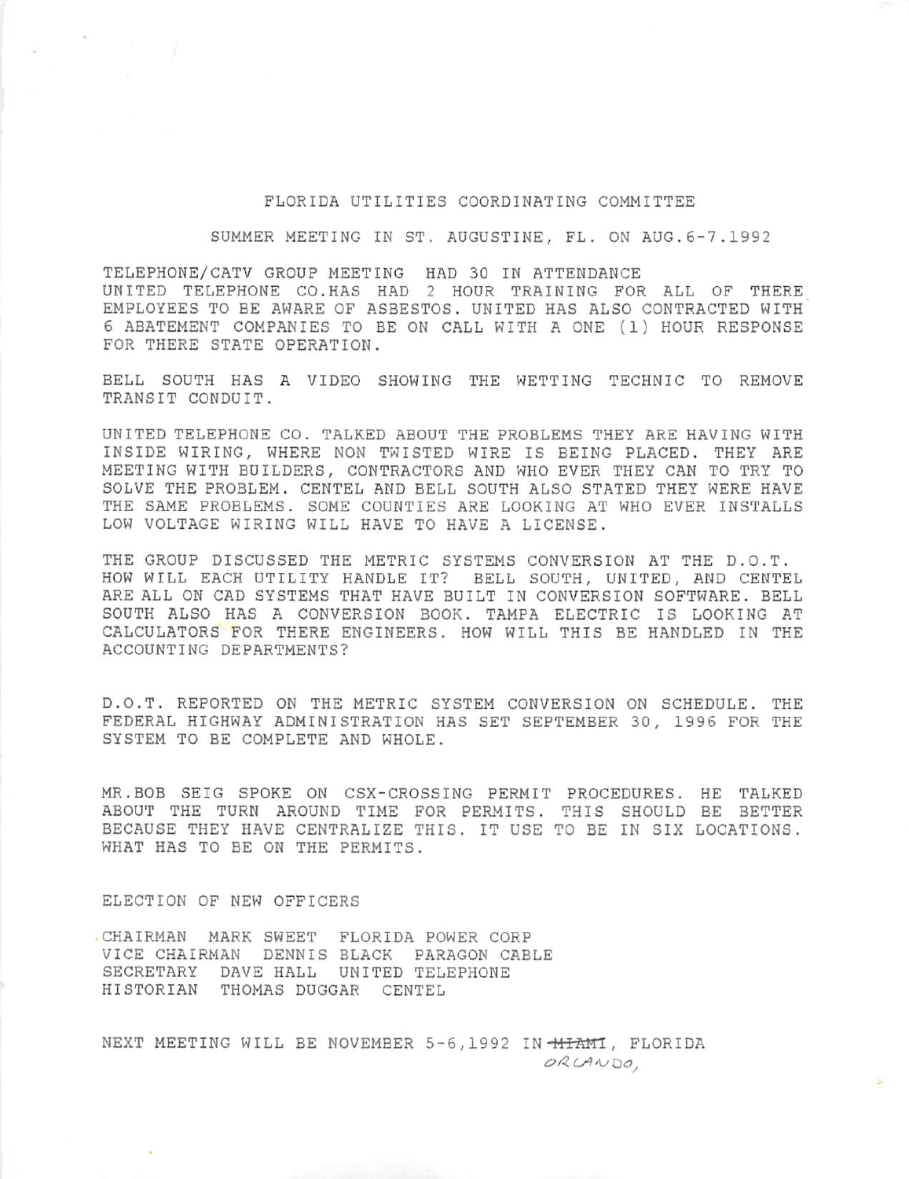# FLORIDA UTILITIES COORDINATING COMMITTEE

## SUMMER MEETING IN ST. AUGUSTINE, FL. ON AUG.6-7.1992

TELEPHONE/CATV GROUP MEETING HAD 30 IN ATTENDANCE
UNITED TELEPHONE CO.HAS HAD 2 HOUR TRAINING FOR ALL OF THERE EMPLOYEES TO BE AWARE OF ASBESTOS. UNITED HAS ALSO CONTRACTED WITH 6 ABATEMENT COMPANIES TO BE ON CALL WITH A ONE (1) HOUR RESPONSE FOR THERE STATE OPERATION.

BELL SOUTH HAS A VIDEO SHOWING THE WETTING TECHNIC TO REMOVE TRANSIT CONDUIT.

UNITED TELEPHONE CO. TALKED ABOUT THE PROBLEMS THEY ARE HAVING WITH INSIDE WIRING, WHERE NON TWISTED WIRE IS BEING PLACED. THEY ARE MEETING WITH BUILDERS, CONTRACTORS AND WHO EVER THEY CAN TO TRY TO SOLVE THE PROBLEM. CENTEL AND BELL SOUTH ALSO STATED THEY WERE HAVE THE SAME PROBLEMS. SOME COUNTIES ARE LOOKING AT WHO EVER INSTALLS LOW VOLTAGE WIRING WILL HAVE TO HAVE A LICENSE.

THE GROUP DISCUSSED THE METRIC SYSTEMS CONVERSION AT THE D.O.T. HOW WILL EACH UTILITY HANDLE IT? BELL SOUTH, UNITED, AND CENTEL ARE ALL ON CAD SYSTEMS THAT HAVE BUILT IN CONVERSION SOFTWARE. BELL SOUTH ALSO HAS A CONVERSION BOOK. TAMPA ELECTRIC IS LOOKING AT CALCULATORS FOR THERE ENGINEERS. HOW WILL THIS BE HANDLED IN THE ACCOUNTING DEPARTMENTS?

D.O.T. REPORTED ON THE METRIC SYSTEM CONVERSION ON SCHEDULE. THE FEDERAL HIGHWAY ADMINISTRATION HAS SET SEPTEMBER 30, 1996 FOR THE SYSTEM TO BE COMPLETE AND WHOLE.

MR.BOB SEIG SPOKE ON CSX-CROSSING PERMIT PROCEDURES. HE TALKED ABOUT THE TURN AROUND TIME FOR PERMITS. THIS SHOULD BE BETTER BECAUSE THEY HAVE CENTRALIZE THIS. IT USE TO BE IN SIX LOCATIONS. WHAT HAS TO BE ON THE PERMITS.

ELECTION OF NEW OFFICERS

CHAIRMAN MARK SWEET FLORIDA POWER CORP
VICE CHAIRMAN DENNIS BLACK PARAGON CABLE
SECRETARY DAVE HALL UNITED TELEPHONE
HISTORIAN THOMAS DUGGAR CENTEL

NEXT MEETING WILL BE NOVEMBER 5-6,1992 IN ~~MIAMI~~ ORLANDO, FLORIDA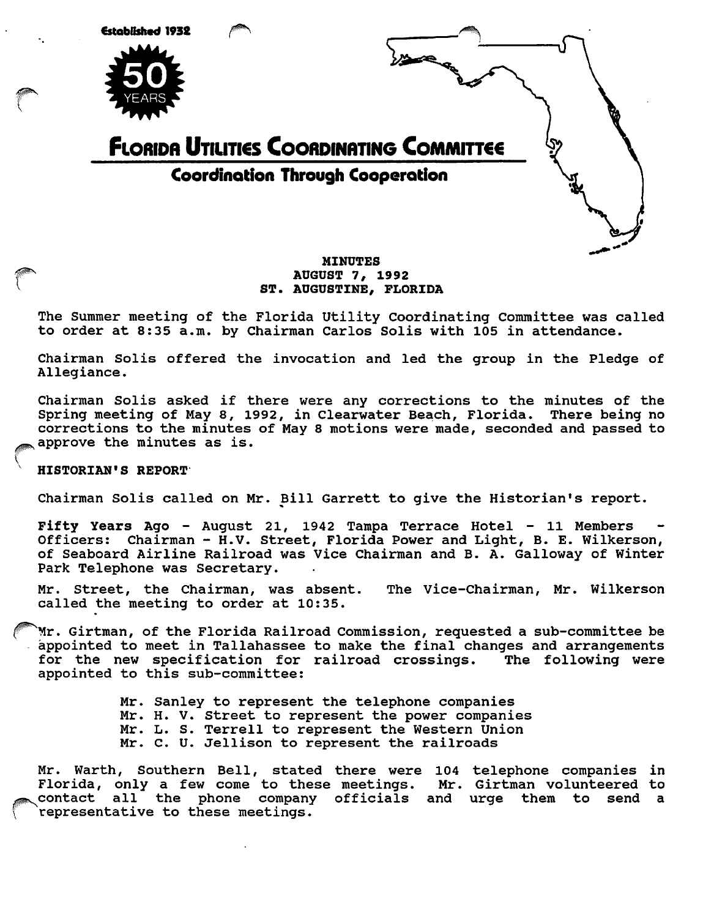Established 1932

50 YEARS

# FLORIDA UTILITIES COORDINATING COMMITTEE

## Coordination Through Cooperation

**MINUTES**
**AUGUST 7, 1992**
**ST. AUGUSTINE, FLORIDA**

The Summer meeting of the Florida Utility Coordinating Committee was called to order at 8:35 a.m. by Chairman Carlos Solis with 105 in attendance.

Chairman Solis offered the invocation and led the group in the Pledge of Allegiance.

Chairman Solis asked if there were any corrections to the minutes of the Spring meeting of May 8, 1992, in Clearwater Beach, Florida. There being no corrections to the minutes of May 8 motions were made, seconded and passed to approve the minutes as is.

**HISTORIAN'S REPORT**

Chairman Solis called on Mr. Bill Garrett to give the Historian's report.

**Fifty Years Ago** - August 21, 1942 Tampa Terrace Hotel - 11 Members - Officers: Chairman - H.V. Street, Florida Power and Light, B. E. Wilkerson, of Seaboard Airline Railroad was Vice Chairman and B. A. Galloway of Winter Park Telephone was Secretary.

Mr. Street, the Chairman, was absent. The Vice-Chairman, Mr. Wilkerson called the meeting to order at 10:35.

Mr. Girtman, of the Florida Railroad Commission, requested a sub-committee be appointed to meet in Tallahassee to make the final changes and arrangements for the new specification for railroad crossings. The following were appointed to this sub-committee:

Mr. Sanley to represent the telephone companies
Mr. H. V. Street to represent the power companies
Mr. L. S. Terrell to represent the Western Union
Mr. C. U. Jellison to represent the railroads

Mr. Warth, Southern Bell, stated there were 104 telephone companies in Florida, only a few come to these meetings. Mr. Girtman volunteered to contact all the phone company officials and urge them to send a representative to these meetings.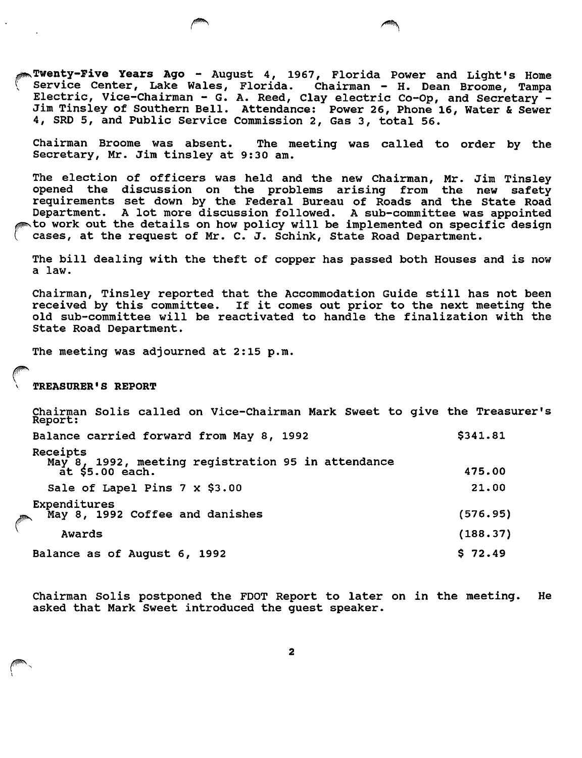**Twenty-Five Years Ago** - August 4, 1967, Florida Power and Light's Home Service Center, Lake Wales, Florida. Chairman - H. Dean Broome, Tampa Electric, Vice-Chairman - G. A. Reed, Clay electric Co-Op, and Secretary - Jim Tinsley of Southern Bell. Attendance: Power 26, Phone 16, Water & Sewer 4, SRD 5, and Public Service Commission 2, Gas 3, total 56.

Chairman Broome was absent. The meeting was called to order by the Secretary, Mr. Jim tinsley at 9:30 am.

The election of officers was held and the new Chairman, Mr. Jim Tinsley opened the discussion on the problems arising from the new safety requirements set down by the Federal Bureau of Roads and the State Road Department. A lot more discussion followed. A sub-committee was appointed to work out the details on how policy will be implemented on specific design cases, at the request of Mr. C. J. Schink, State Road Department.

The bill dealing with the theft of copper has passed both Houses and is now a law.

Chairman, Tinsley reported that the Accommodation Guide still has not been received by this committee. If it comes out prior to the next meeting the old sub-committee will be reactivated to handle the finalization with the State Road Department.

The meeting was adjourned at 2:15 p.m.

**TREASURER'S REPORT**

Chairman Solis called on Vice-Chairman Mark Sweet to give the Treasurer's Report:

| | |
|---|---|
| Balance carried forward from May 8, 1992 | $341.81 |
| Receipts | |
| May 8, 1992, meeting registration 95 in attendance at $5.00 each. | 475.00 |
| Sale of Lapel Pins 7 x $3.00 | 21.00 |
| Expenditures | |
| May 8, 1992 Coffee and danishes | (576.95) |
| Awards | (188.37) |
| Balance as of August 6, 1992 | $ 72.49 |

Chairman Solis postponed the FDOT Report to later on in the meeting. He asked that Mark Sweet introduced the guest speaker.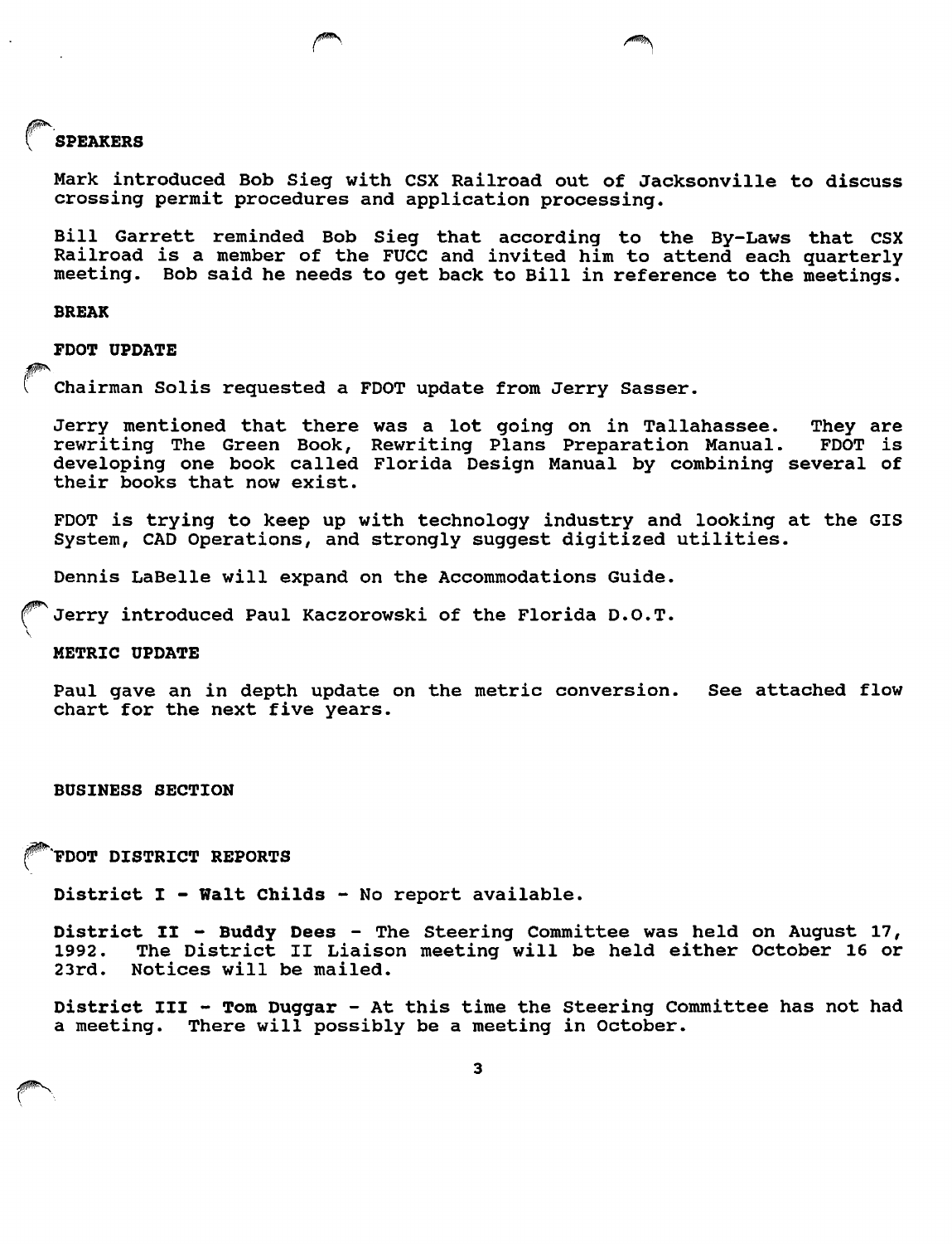**SPEAKERS**

Mark introduced Bob Sieg with CSX Railroad out of Jacksonville to discuss crossing permit procedures and application processing.

Bill Garrett reminded Bob Sieg that according to the By-Laws that CSX Railroad is a member of the FUCC and invited him to attend each quarterly meeting. Bob said he needs to get back to Bill in reference to the meetings.

**BREAK**

**FDOT UPDATE**

Chairman Solis requested a FDOT update from Jerry Sasser.

Jerry mentioned that there was a lot going on in Tallahassee. They are rewriting The Green Book, Rewriting Plans Preparation Manual. FDOT is developing one book called Florida Design Manual by combining several of their books that now exist.

FDOT is trying to keep up with technology industry and looking at the GIS System, CAD Operations, and strongly suggest digitized utilities.

Dennis LaBelle will expand on the Accommodations Guide.

Jerry introduced Paul Kaczorowski of the Florida D.O.T.

**METRIC UPDATE**

Paul gave an in depth update on the metric conversion. See attached flow chart for the next five years.

**BUSINESS SECTION**

**FDOT DISTRICT REPORTS**

**District I - Walt Childs** - No report available.

**District II - Buddy Dees** - The Steering Committee was held on August 17, 1992. The District II Liaison meeting will be held either October 16 or 23rd. Notices will be mailed.

**District III - Tom Duggar** - At this time the Steering Committee has not had a meeting. There will possibly be a meeting in October.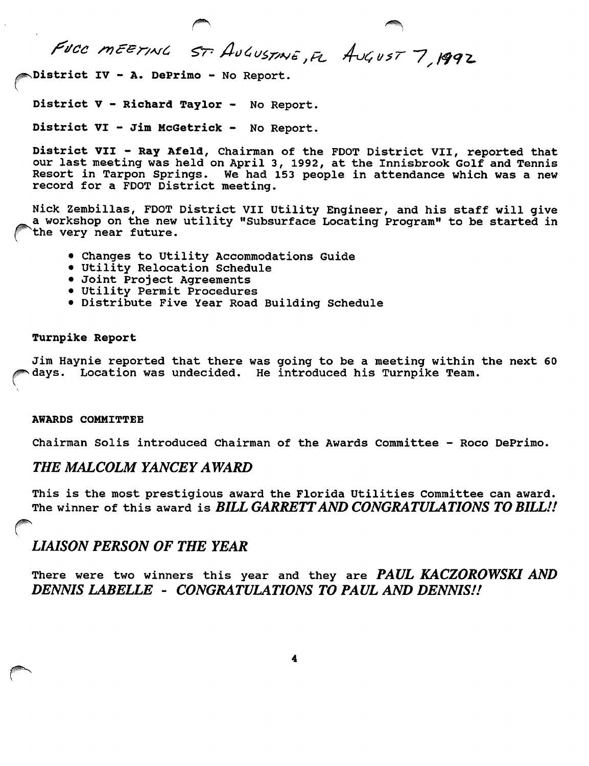FUCC MEETING ST. AUGUSTINE, FL AUGUST 7, 1992

**District IV - A. DePrimo** - No Report.

**District V - Richard Taylor** - No Report.

**District VI - Jim McGetrick** - No Report.

**District VII - Ray Afeld**, Chairman of the FDOT District VII, reported that our last meeting was held on April 3, 1992, at the Innisbrook Golf and Tennis Resort in Tarpon Springs. We had 153 people in attendance which was a new record for a FDOT District meeting.

Nick Zembillas, FDOT District VII Utility Engineer, and his staff will give a workshop on the new utility "Subsurface Locating Program" to be started in the very near future.

- Changes to Utility Accommodations Guide
- Utility Relocation Schedule
- Joint Project Agreements
- Utility Permit Procedures
- Distribute Five Year Road Building Schedule

**Turnpike Report**

Jim Haynie reported that there was going to be a meeting within the next 60 days. Location was undecided. He introduced his Turnpike Team.

**AWARDS COMMITTEE**

Chairman Solis introduced Chairman of the Awards Committee - Roco DePrimo.

## *THE MALCOLM YANCEY AWARD*

This is the most prestigious award the Florida Utilities Committee can award. The winner of this award is ***BILL GARRETT AND CONGRATULATIONS TO BILL!!***

## *LIAISON PERSON OF THE YEAR*

There were two winners this year and they are ***PAUL KACZOROWSKI AND DENNIS LABELLE - CONGRATULATIONS TO PAUL AND DENNIS!!***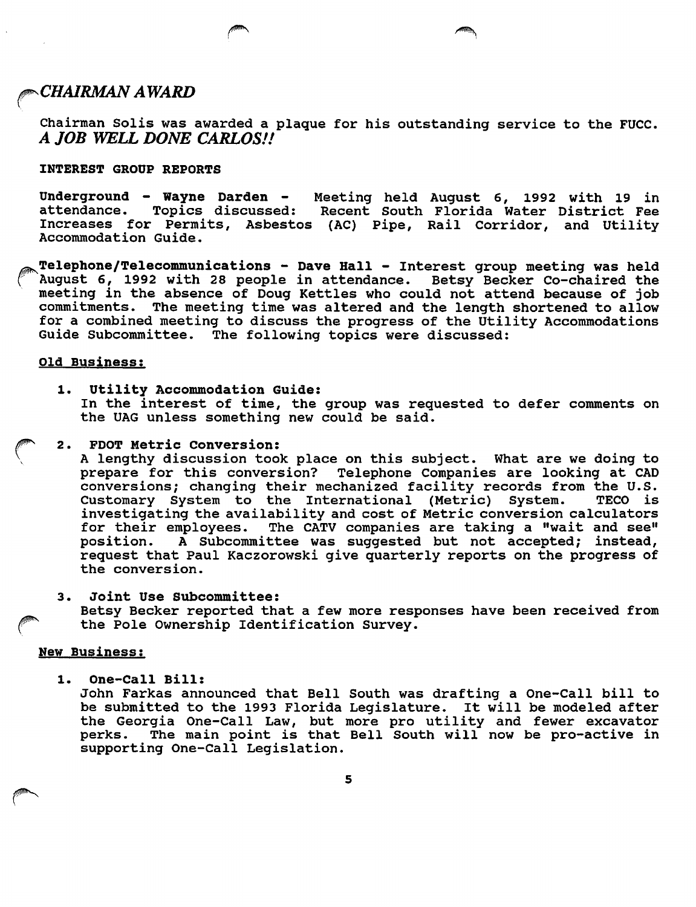## *CHAIRMAN AWARD*

Chairman Solis was awarded a plaque for his outstanding service to the FUCC. ***A JOB WELL DONE CARLOS!!***

**INTEREST GROUP REPORTS**

**Underground - Wayne Darden -** Meeting held August 6, 1992 with 19 in attendance. Topics discussed: Recent South Florida Water District Fee Increases for Permits, Asbestos (AC) Pipe, Rail Corridor, and Utility Accommodation Guide.

**Telephone/Telecommunications - Dave Hall -** Interest group meeting was held August 6, 1992 with 28 people in attendance. Betsy Becker Co-chaired the meeting in the absence of Doug Kettles who could not attend because of job commitments. The meeting time was altered and the length shortened to allow for a combined meeting to discuss the progress of the Utility Accommodations Guide Subcommittee. The following topics were discussed:

**Old Business:**

1. **Utility Accommodation Guide:**
   In the interest of time, the group was requested to defer comments on the UAG unless something new could be said.

2. **FDOT Metric Conversion:**
   A lengthy discussion took place on this subject. What are we doing to prepare for this conversion? Telephone Companies are looking at CAD conversions; changing their mechanized facility records from the U.S. Customary System to the International (Metric) System. TECO is investigating the availability and cost of Metric conversion calculators for their employees. The CATV companies are taking a "wait and see" position. A Subcommittee was suggested but not accepted; instead, request that Paul Kaczorowski give quarterly reports on the progress of the conversion.

3. **Joint Use Subcommittee:**
   Betsy Becker reported that a few more responses have been received from the Pole Ownership Identification Survey.

**New Business:**

1. **One-Call Bill:**
   John Farkas announced that Bell South was drafting a One-Call bill to be submitted to the 1993 Florida Legislature. It will be modeled after the Georgia One-Call Law, but more pro utility and fewer excavator perks. The main point is that Bell South will now be pro-active in supporting One-Call Legislation.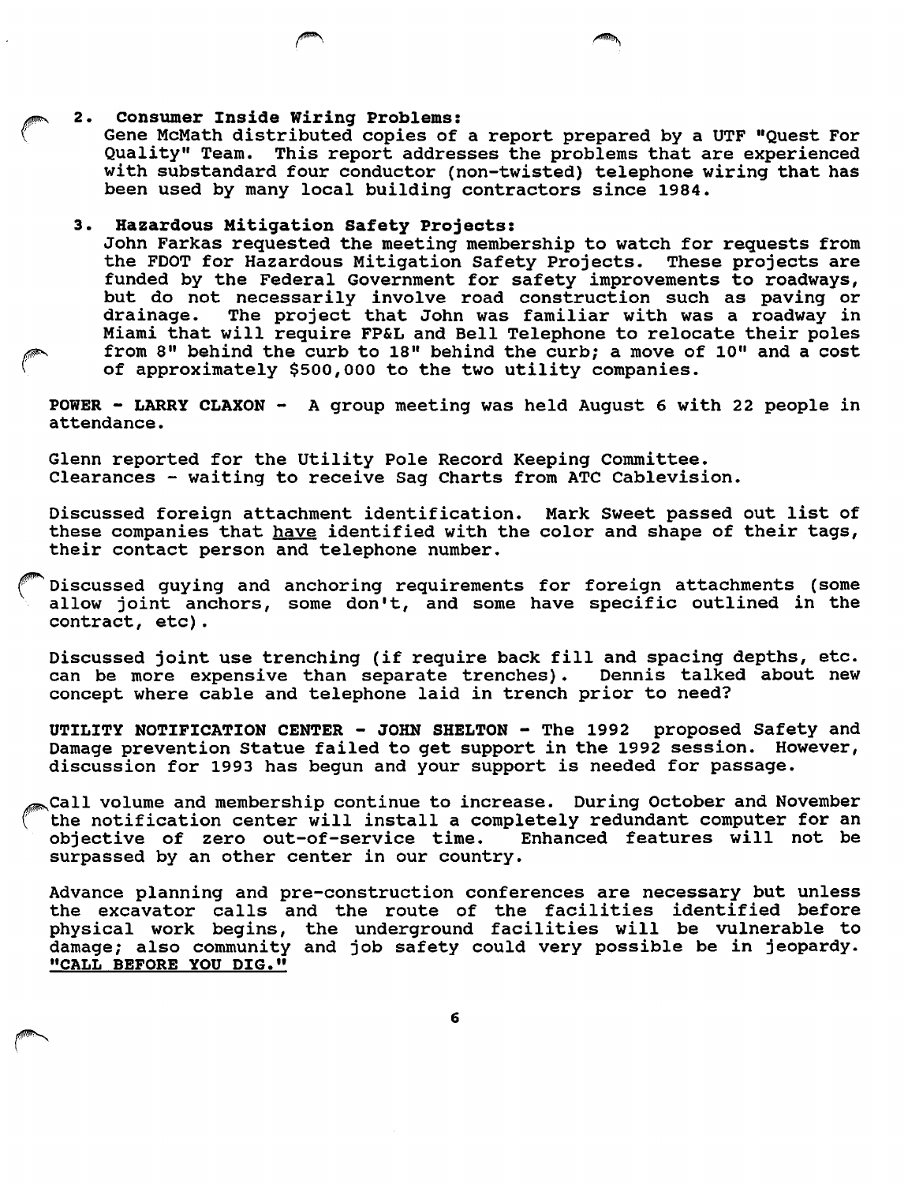2. **Consumer Inside Wiring Problems:**
   Gene McMath distributed copies of a report prepared by a UTF "Quest For Quality" Team. This report addresses the problems that are experienced with substandard four conductor (non-twisted) telephone wiring that has been used by many local building contractors since 1984.

3. **Hazardous Mitigation Safety Projects:**
   John Farkas requested the meeting membership to watch for requests from the FDOT for Hazardous Mitigation Safety Projects. These projects are funded by the Federal Government for safety improvements to roadways, but do not necessarily involve road construction such as paving or drainage. The project that John was familiar with was a roadway in Miami that will require FP&L and Bell Telephone to relocate their poles from 8" behind the curb to 18" behind the curb; a move of 10" and a cost of approximately $500,000 to the two utility companies.

**POWER - LARRY CLAXON** - A group meeting was held August 6 with 22 people in attendance.

Glenn reported for the Utility Pole Record Keeping Committee.
Clearances - waiting to receive Sag Charts from ATC Cablevision.

Discussed foreign attachment identification. Mark Sweet passed out list of these companies that have identified with the color and shape of their tags, their contact person and telephone number.

Discussed guying and anchoring requirements for foreign attachments (some allow joint anchors, some don't, and some have specific outlined in the contract, etc).

Discussed joint use trenching (if require back fill and spacing depths, etc. can be more expensive than separate trenches). Dennis talked about new concept where cable and telephone laid in trench prior to need?

**UTILITY NOTIFICATION CENTER - JOHN SHELTON** - The 1992 proposed Safety and Damage prevention Statue failed to get support in the 1992 session. However, discussion for 1993 has begun and your support is needed for passage.

Call volume and membership continue to increase. During October and November the notification center will install a completely redundant computer for an objective of zero out-of-service time. Enhanced features will not be surpassed by an other center in our country.

Advance planning and pre-construction conferences are necessary but unless the excavator calls and the route of the facilities identified before physical work begins, the underground facilities will be vulnerable to damage; also community and job safety could very possible be in jeopardy. **"CALL BEFORE YOU DIG."**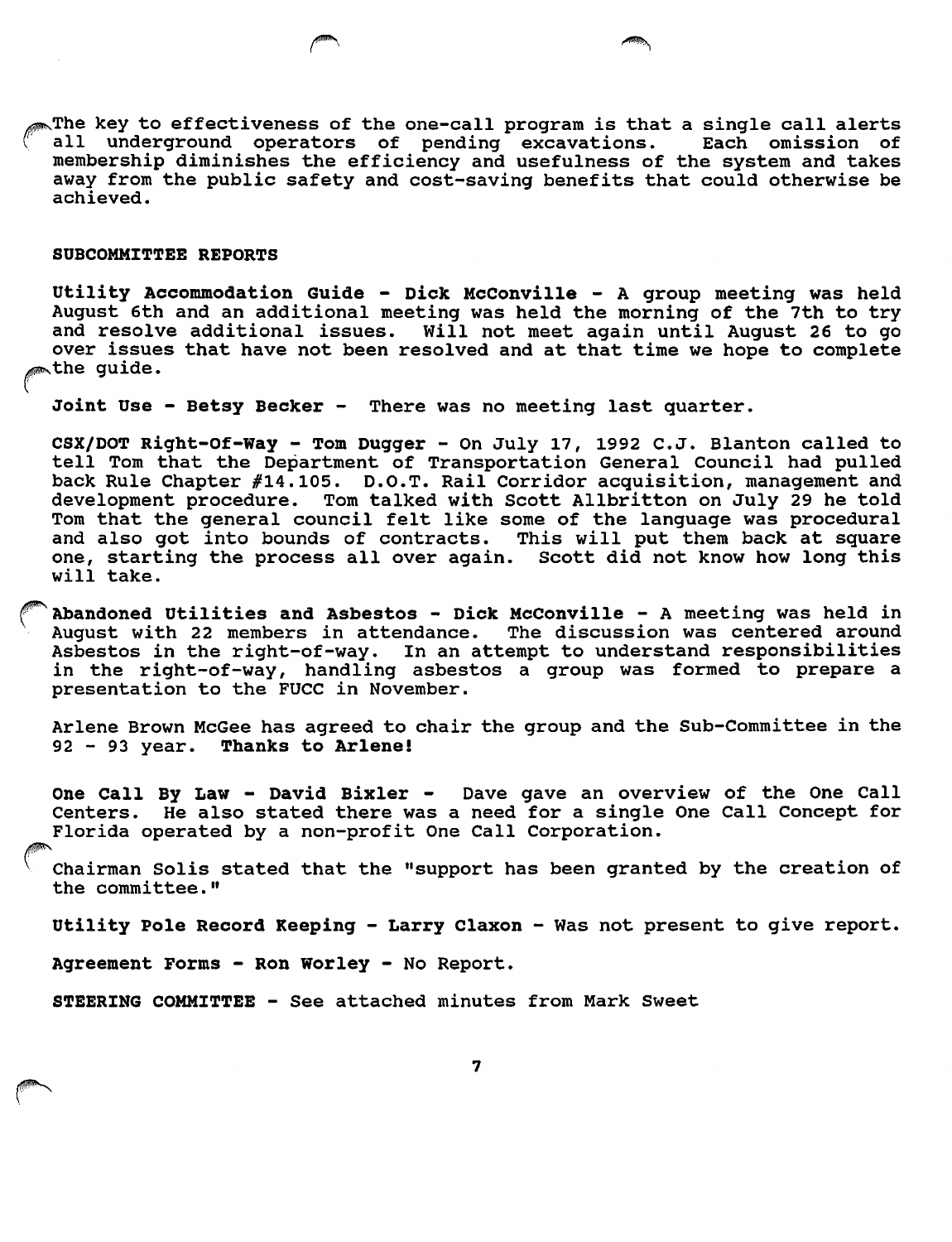The key to effectiveness of the one-call program is that a single call alerts all underground operators of pending excavations. Each omission of membership diminishes the efficiency and usefulness of the system and takes away from the public safety and cost-saving benefits that could otherwise be achieved.

## SUBCOMMITTEE REPORTS

**Utility Accommodation Guide - Dick McConville -** A group meeting was held August 6th and an additional meeting was held the morning of the 7th to try and resolve additional issues. Will not meet again until August 26 to go over issues that have not been resolved and at that time we hope to complete the guide.

**Joint Use - Betsy Becker -** There was no meeting last quarter.

**CSX/DOT Right-Of-Way - Tom Dugger -** On July 17, 1992 C.J. Blanton called to tell Tom that the Department of Transportation General Council had pulled back Rule Chapter #14.105. D.O.T. Rail Corridor acquisition, management and development procedure. Tom talked with Scott Allbritton on July 29 he told Tom that the general council felt like some of the language was procedural and also got into bounds of contracts. This will put them back at square one, starting the process all over again. Scott did not know how long this will take.

**Abandoned Utilities and Asbestos - Dick McConville -** A meeting was held in August with 22 members in attendance. The discussion was centered around Asbestos in the right-of-way. In an attempt to understand responsibilities in the right-of-way, handling asbestos a group was formed to prepare a presentation to the FUCC in November.

Arlene Brown McGee has agreed to chair the group and the Sub-Committee in the 92 - 93 year. **Thanks to Arlene!**

**One Call By Law - David Bixler -** Dave gave an overview of the One Call Centers. He also stated there was a need for a single One Call Concept for Florida operated by a non-profit One Call Corporation.

Chairman Solis stated that the "support has been granted by the creation of the committee."

**Utility Pole Record Keeping - Larry Claxon -** Was not present to give report.

**Agreement Forms - Ron Worley -** No Report.

**STEERING COMMITTEE -** See attached minutes from Mark Sweet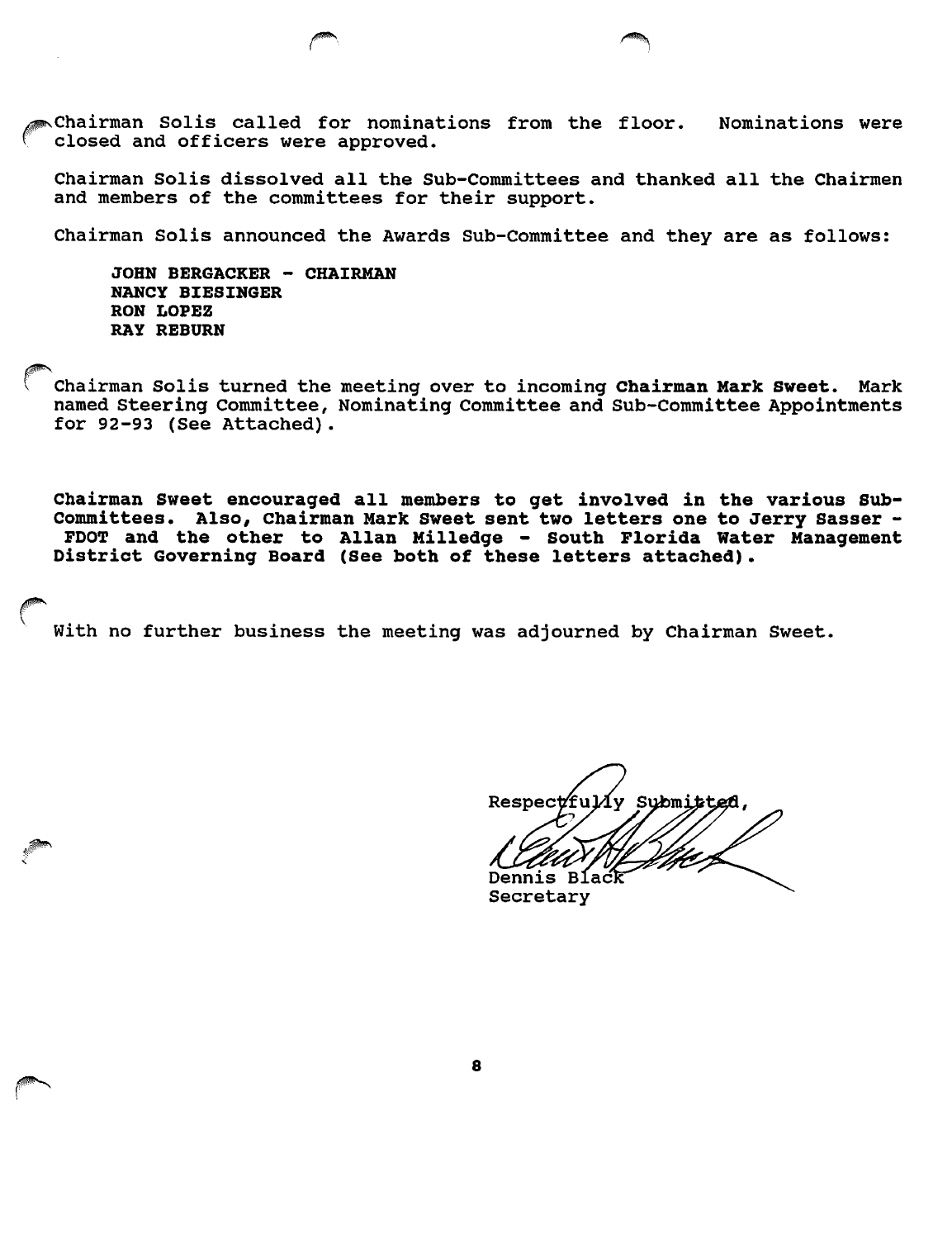Chairman Solis called for nominations from the floor. Nominations were closed and officers were approved.

Chairman Solis dissolved all the Sub-Committees and thanked all the Chairmen and members of the committees for their support.

Chairman Solis announced the Awards Sub-Committee and they are as follows:

**JOHN BERGACKER - CHAIRMAN**
**NANCY BIESINGER**
**RON LOPEZ**
**RAY REBURN**

Chairman Solis turned the meeting over to incoming **Chairman Mark Sweet**. Mark named Steering Committee, Nominating Committee and Sub-Committee Appointments for 92-93 (See Attached).

**Chairman Sweet encouraged all members to get involved in the various Sub-Committees. Also, Chairman Mark Sweet sent two letters one to Jerry Sasser - FDOT and the other to Allan Milledge - South Florida Water Management District Governing Board (See both of these letters attached).**

With no further business the meeting was adjourned by Chairman Sweet.

Respectfully Submitted,

Dennis Black
Secretary